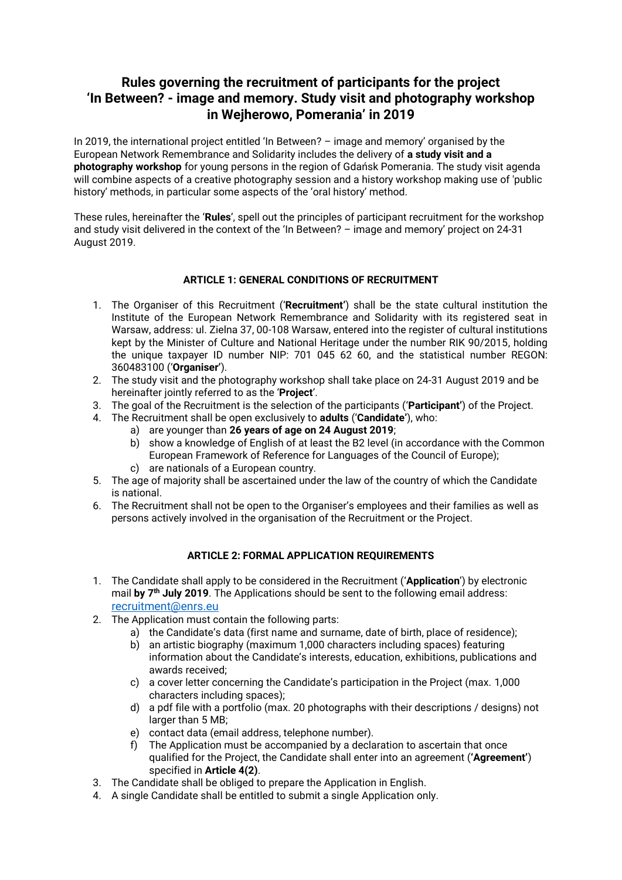# Rules governing the recruitment of participants for the project 'In Between? - image and memory. Study visit and photography workshop in Wejherowo, Pomerania' in 2019

In 2019, the international project entitled 'In Between? – image and memory' organised by the European Network Remembrance and Solidarity includes the delivery of **a study visit and a photography workshop** for young persons in the region of Gdańsk Pomerania. The study visit agenda will combine aspects of a creative photography session and a history workshop making use of 'public history' methods, in particular some aspects of the 'oral history' method.

These rules, hereinafter the '**Rules**', spell out the principles of participant recruitment for the workshop and study visit delivered in the context of the 'In Between? – image and memory' project on 24-31 August 2019.

### ARTICLE 1: GENERAL CONDITIONS OF RECRUITMENT

1. The Organiser of this Recruitment ('**Recruitment'**) shall be the state cultural institution the Institute of the European Network Remembrance and Solidarity with its registered seat in Warsaw, address: ul. Zielna 37, 00-108 Warsaw, entered into the register of cultural institutions kept by the Minister of Culture and National Heritage under the number RIK 90/2015, holding the unique taxpayer ID number NIP: 701 045 62 60, and the statistical number REGON: 360483100 ('**Organiser'**).
2. The study visit and the photography workshop shall take place on 24-31 August 2019 and be hereinafter jointly referred to as the '**Project**'.
3. The goal of the Recruitment is the selection of the participants ('**Participant'**) of the Project.
4. The Recruitment shall be open exclusively to **adults** ('**Candidate'**), who:
   a) are younger than **26 years of age on 24 August 2019**;
   b) show a knowledge of English of at least the B2 level (in accordance with the Common European Framework of Reference for Languages of the Council of Europe);
   c) are nationals of a European country.
5. The age of majority shall be ascertained under the law of the country of which the Candidate is national.
6. The Recruitment shall not be open to the Organiser's employees and their families as well as persons actively involved in the organisation of the Recruitment or the Project.

### ARTICLE 2: FORMAL APPLICATION REQUIREMENTS

1. The Candidate shall apply to be considered in the Recruitment ('**Application**') by electronic mail **by 7th July 2019**. The Applications should be sent to the following email address: recruitment@enrs.eu
2. The Application must contain the following parts:
   a) the Candidate's data (first name and surname, date of birth, place of residence);
   b) an artistic biography (maximum 1,000 characters including spaces) featuring information about the Candidate's interests, education, exhibitions, publications and awards received;
   c) a cover letter concerning the Candidate's participation in the Project (max. 1,000 characters including spaces);
   d) a pdf file with a portfolio (max. 20 photographs with their descriptions / designs) not larger than 5 MB;
   e) contact data (email address, telephone number).
   f) The Application must be accompanied by a declaration to ascertain that once qualified for the Project, the Candidate shall enter into an agreement (**'Agreement'**) specified in **Article 4(2)**.
3. The Candidate shall be obliged to prepare the Application in English.
4. A single Candidate shall be entitled to submit a single Application only.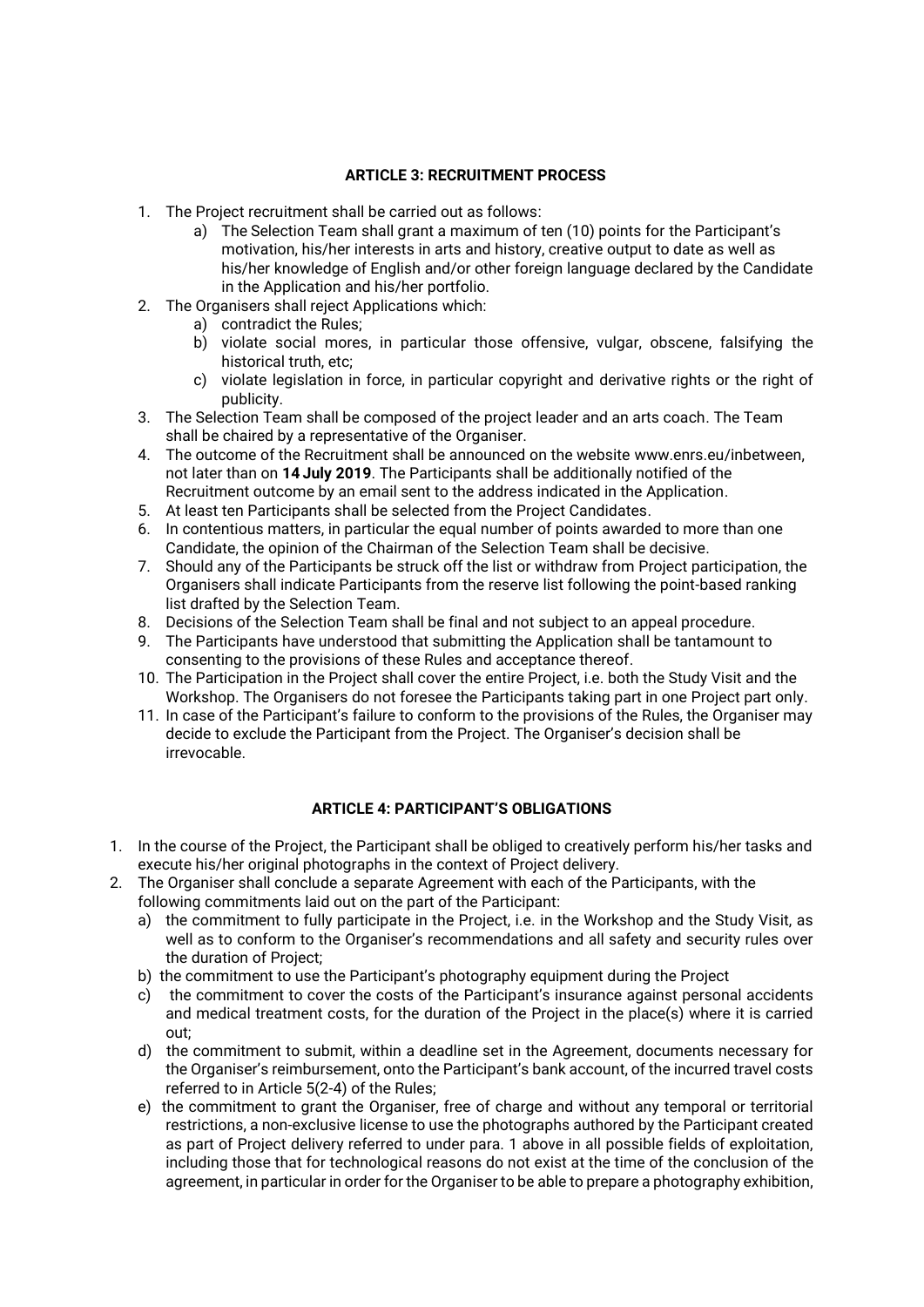### ARTICLE 3: RECRUITMENT PROCESS

1. The Project recruitment shall be carried out as follows:
   a) The Selection Team shall grant a maximum of ten (10) points for the Participant's motivation, his/her interests in arts and history, creative output to date as well as his/her knowledge of English and/or other foreign language declared by the Candidate in the Application and his/her portfolio.
2. The Organisers shall reject Applications which:
   a) contradict the Rules;
   b) violate social mores, in particular those offensive, vulgar, obscene, falsifying the historical truth, etc;
   c) violate legislation in force, in particular copyright and derivative rights or the right of publicity.
3. The Selection Team shall be composed of the project leader and an arts coach. The Team shall be chaired by a representative of the Organiser.
4. The outcome of the Recruitment shall be announced on the website www.enrs.eu/inbetween, not later than on **14 July 2019**. The Participants shall be additionally notified of the Recruitment outcome by an email sent to the address indicated in the Application.
5. At least ten Participants shall be selected from the Project Candidates.
6. In contentious matters, in particular the equal number of points awarded to more than one Candidate, the opinion of the Chairman of the Selection Team shall be decisive.
7. Should any of the Participants be struck off the list or withdraw from Project participation, the Organisers shall indicate Participants from the reserve list following the point-based ranking list drafted by the Selection Team.
8. Decisions of the Selection Team shall be final and not subject to an appeal procedure.
9. The Participants have understood that submitting the Application shall be tantamount to consenting to the provisions of these Rules and acceptance thereof.
10. The Participation in the Project shall cover the entire Project, i.e. both the Study Visit and the Workshop. The Organisers do not foresee the Participants taking part in one Project part only.
11. In case of the Participant's failure to conform to the provisions of the Rules, the Organiser may decide to exclude the Participant from the Project. The Organiser's decision shall be irrevocable.

### ARTICLE 4: PARTICIPANT'S OBLIGATIONS

1. In the course of the Project, the Participant shall be obliged to creatively perform his/her tasks and execute his/her original photographs in the context of Project delivery.
2. The Organiser shall conclude a separate Agreement with each of the Participants, with the following commitments laid out on the part of the Participant:
   a) the commitment to fully participate in the Project, i.e. in the Workshop and the Study Visit, as well as to conform to the Organiser's recommendations and all safety and security rules over the duration of Project;
   b) the commitment to use the Participant's photography equipment during the Project
   c) the commitment to cover the costs of the Participant's insurance against personal accidents and medical treatment costs, for the duration of the Project in the place(s) where it is carried out;
   d) the commitment to submit, within a deadline set in the Agreement, documents necessary for the Organiser's reimbursement, onto the Participant's bank account, of the incurred travel costs referred to in Article 5(2-4) of the Rules;
   e) the commitment to grant the Organiser, free of charge and without any temporal or territorial restrictions, a non-exclusive license to use the photographs authored by the Participant created as part of Project delivery referred to under para. 1 above in all possible fields of exploitation, including those that for technological reasons do not exist at the time of the conclusion of the agreement, in particular in order for the Organiser to be able to prepare a photography exhibition,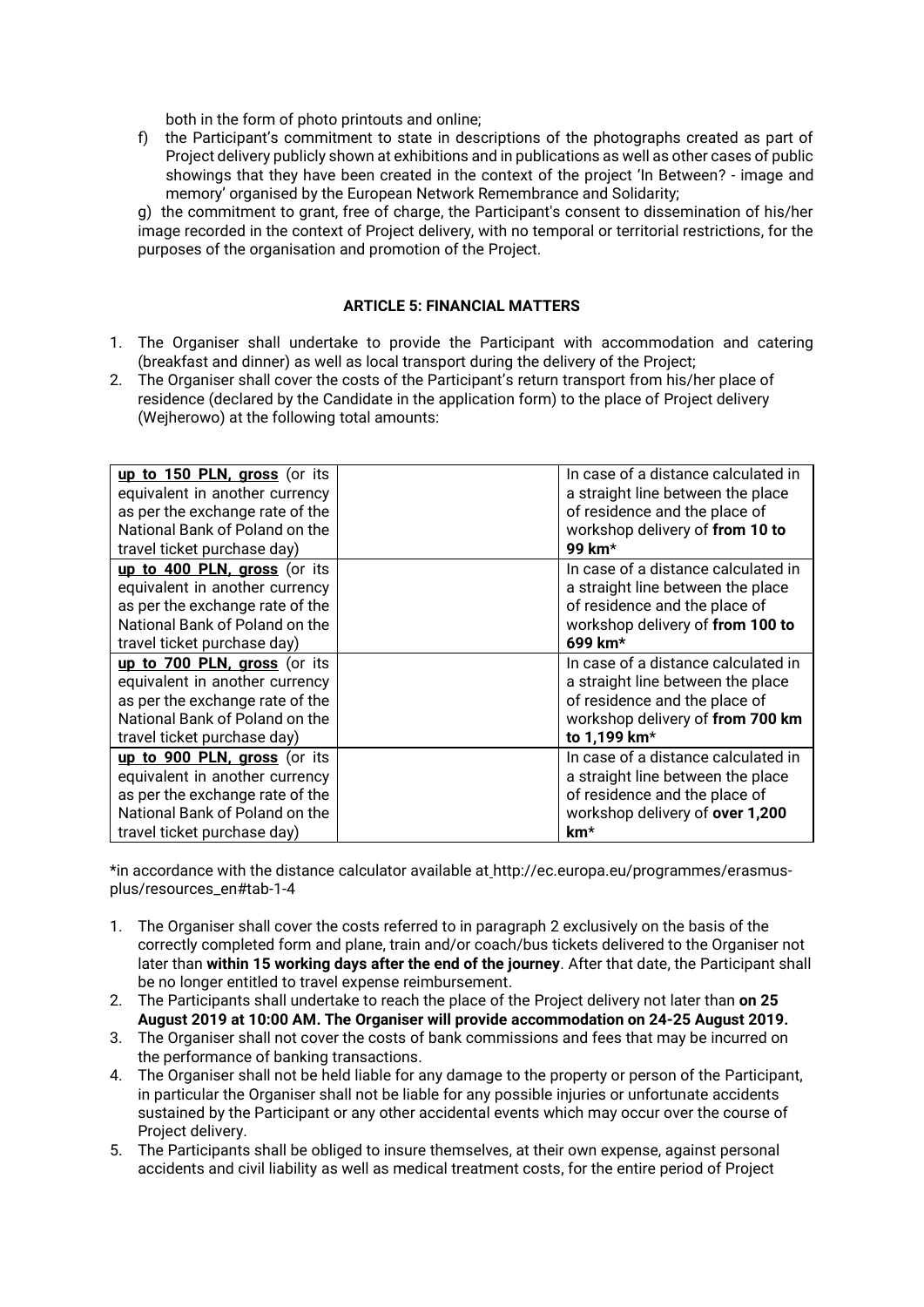both in the form of photo printouts and online;

f) the Participant's commitment to state in descriptions of the photographs created as part of Project delivery publicly shown at exhibitions and in publications as well as other cases of public showings that they have been created in the context of the project 'In Between? - image and memory' organised by the European Network Remembrance and Solidarity;

g) the commitment to grant, free of charge, the Participant's consent to dissemination of his/her image recorded in the context of Project delivery, with no temporal or territorial restrictions, for the purposes of the organisation and promotion of the Project.

**ARTICLE 5: FINANCIAL MATTERS**

1. The Organiser shall undertake to provide the Participant with accommodation and catering (breakfast and dinner) as well as local transport during the delivery of the Project;
2. The Organiser shall cover the costs of the Participant's return transport from his/her place of residence (declared by the Candidate in the application form) to the place of Project delivery (Wejherowo) at the following total amounts:

| | | |
|---|---|---|
| **up to 150 PLN, gross** (or its equivalent in another currency as per the exchange rate of the National Bank of Poland on the travel ticket purchase day) | | In case of a distance calculated in a straight line between the place of residence and the place of workshop delivery of **from 10 to 99 km*** |
| **up to 400 PLN, gross** (or its equivalent in another currency as per the exchange rate of the National Bank of Poland on the travel ticket purchase day) | | In case of a distance calculated in a straight line between the place of residence and the place of workshop delivery of **from 100 to 699 km*** |
| **up to 700 PLN, gross** (or its equivalent in another currency as per the exchange rate of the National Bank of Poland on the travel ticket purchase day) | | In case of a distance calculated in a straight line between the place of residence and the place of workshop delivery of **from 700 km to 1,199 km*** |
| **up to 900 PLN, gross** (or its equivalent in another currency as per the exchange rate of the National Bank of Poland on the travel ticket purchase day) | | In case of a distance calculated in a straight line between the place of residence and the place of workshop delivery of **over 1,200 km*** |

*in accordance with the distance calculator available at http://ec.europa.eu/programmes/erasmus-plus/resources_en#tab-1-4

1. The Organiser shall cover the costs referred to in paragraph 2 exclusively on the basis of the correctly completed form and plane, train and/or coach/bus tickets delivered to the Organiser not later than **within 15 working days after the end of the journey**. After that date, the Participant shall be no longer entitled to travel expense reimbursement.
2. The Participants shall undertake to reach the place of the Project delivery not later than **on 25 August 2019 at 10:00 AM. The Organiser will provide accommodation on 24-25 August 2019.**
3. The Organiser shall not cover the costs of bank commissions and fees that may be incurred on the performance of banking transactions.
4. The Organiser shall not be held liable for any damage to the property or person of the Participant, in particular the Organiser shall not be liable for any possible injuries or unfortunate accidents sustained by the Participant or any other accidental events which may occur over the course of Project delivery.
5. The Participants shall be obliged to insure themselves, at their own expense, against personal accidents and civil liability as well as medical treatment costs, for the entire period of Project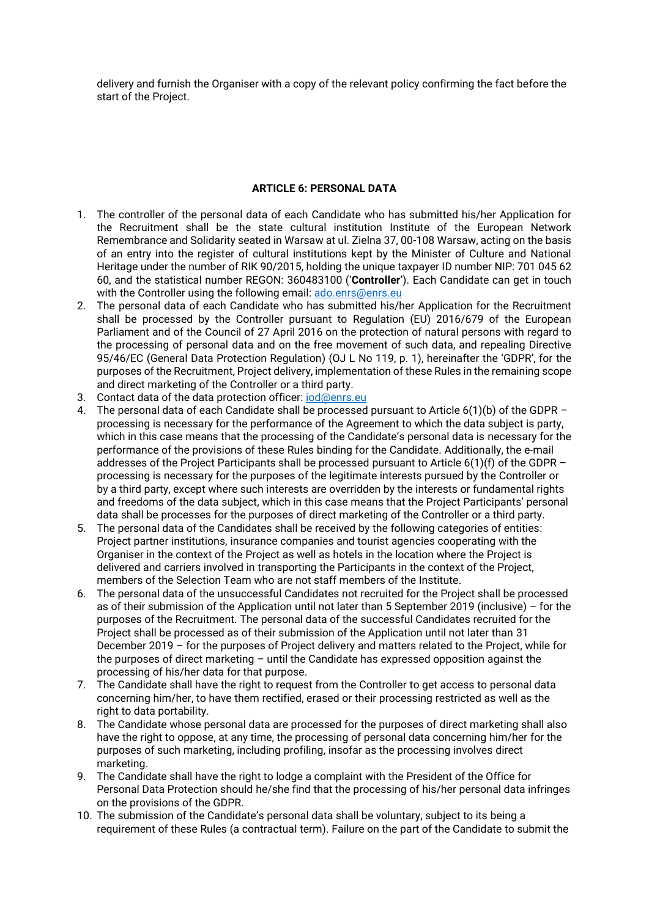delivery and furnish the Organiser with a copy of the relevant policy confirming the fact before the start of the Project.

## ARTICLE 6: PERSONAL DATA

1. The controller of the personal data of each Candidate who has submitted his/her Application for the Recruitment shall be the state cultural institution Institute of the European Network Remembrance and Solidarity seated in Warsaw at ul. Zielna 37, 00-108 Warsaw, acting on the basis of an entry into the register of cultural institutions kept by the Minister of Culture and National Heritage under the number of RIK 90/2015, holding the unique taxpayer ID number NIP: 701 045 62 60, and the statistical number REGON: 360483100 ('**Controller**'). Each Candidate can get in touch with the Controller using the following email: ado.enrs@enrs.eu
2. The personal data of each Candidate who has submitted his/her Application for the Recruitment shall be processed by the Controller pursuant to Regulation (EU) 2016/679 of the European Parliament and of the Council of 27 April 2016 on the protection of natural persons with regard to the processing of personal data and on the free movement of such data, and repealing Directive 95/46/EC (General Data Protection Regulation) (OJ L No 119, p. 1), hereinafter the 'GDPR', for the purposes of the Recruitment, Project delivery, implementation of these Rules in the remaining scope and direct marketing of the Controller or a third party.
3. Contact data of the data protection officer: iod@enrs.eu
4. The personal data of each Candidate shall be processed pursuant to Article 6(1)(b) of the GDPR – processing is necessary for the performance of the Agreement to which the data subject is party, which in this case means that the processing of the Candidate's personal data is necessary for the performance of the provisions of these Rules binding for the Candidate. Additionally, the e-mail addresses of the Project Participants shall be processed pursuant to Article 6(1)(f) of the GDPR – processing is necessary for the purposes of the legitimate interests pursued by the Controller or by a third party, except where such interests are overridden by the interests or fundamental rights and freedoms of the data subject, which in this case means that the Project Participants' personal data shall be processes for the purposes of direct marketing of the Controller or a third party.
5. The personal data of the Candidates shall be received by the following categories of entities: Project partner institutions, insurance companies and tourist agencies cooperating with the Organiser in the context of the Project as well as hotels in the location where the Project is delivered and carriers involved in transporting the Participants in the context of the Project, members of the Selection Team who are not staff members of the Institute.
6. The personal data of the unsuccessful Candidates not recruited for the Project shall be processed as of their submission of the Application until not later than 5 September 2019 (inclusive) – for the purposes of the Recruitment. The personal data of the successful Candidates recruited for the Project shall be processed as of their submission of the Application until not later than 31 December 2019 – for the purposes of Project delivery and matters related to the Project, while for the purposes of direct marketing – until the Candidate has expressed opposition against the processing of his/her data for that purpose.
7. The Candidate shall have the right to request from the Controller to get access to personal data concerning him/her, to have them rectified, erased or their processing restricted as well as the right to data portability.
8. The Candidate whose personal data are processed for the purposes of direct marketing shall also have the right to oppose, at any time, the processing of personal data concerning him/her for the purposes of such marketing, including profiling, insofar as the processing involves direct marketing.
9. The Candidate shall have the right to lodge a complaint with the President of the Office for Personal Data Protection should he/she find that the processing of his/her personal data infringes on the provisions of the GDPR.
10. The submission of the Candidate's personal data shall be voluntary, subject to its being a requirement of these Rules (a contractual term). Failure on the part of the Candidate to submit the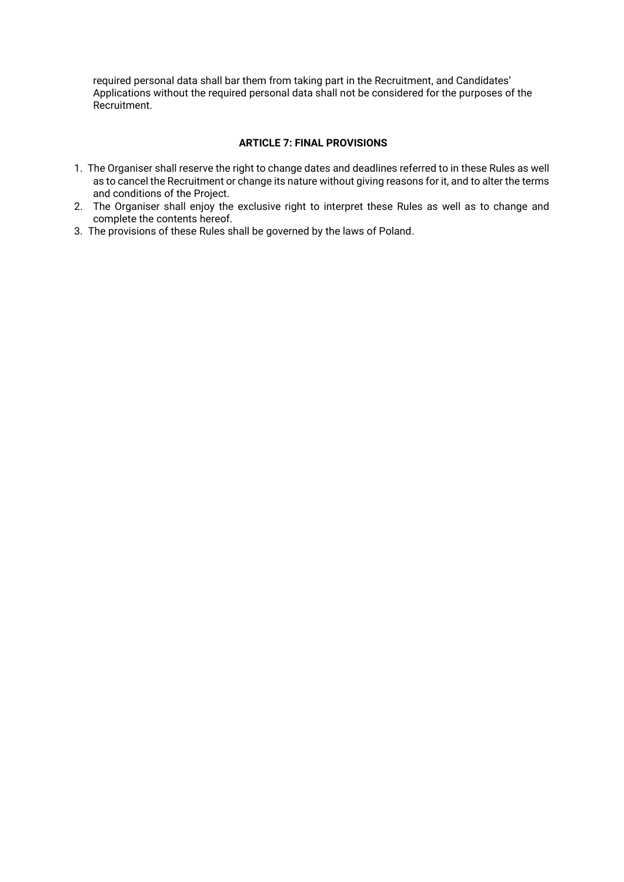required personal data shall bar them from taking part in the Recruitment, and Candidates' Applications without the required personal data shall not be considered for the purposes of the Recruitment.

**ARTICLE 7: FINAL PROVISIONS**

1. The Organiser shall reserve the right to change dates and deadlines referred to in these Rules as well as to cancel the Recruitment or change its nature without giving reasons for it, and to alter the terms and conditions of the Project.
2. The Organiser shall enjoy the exclusive right to interpret these Rules as well as to change and complete the contents hereof.
3. The provisions of these Rules shall be governed by the laws of Poland.